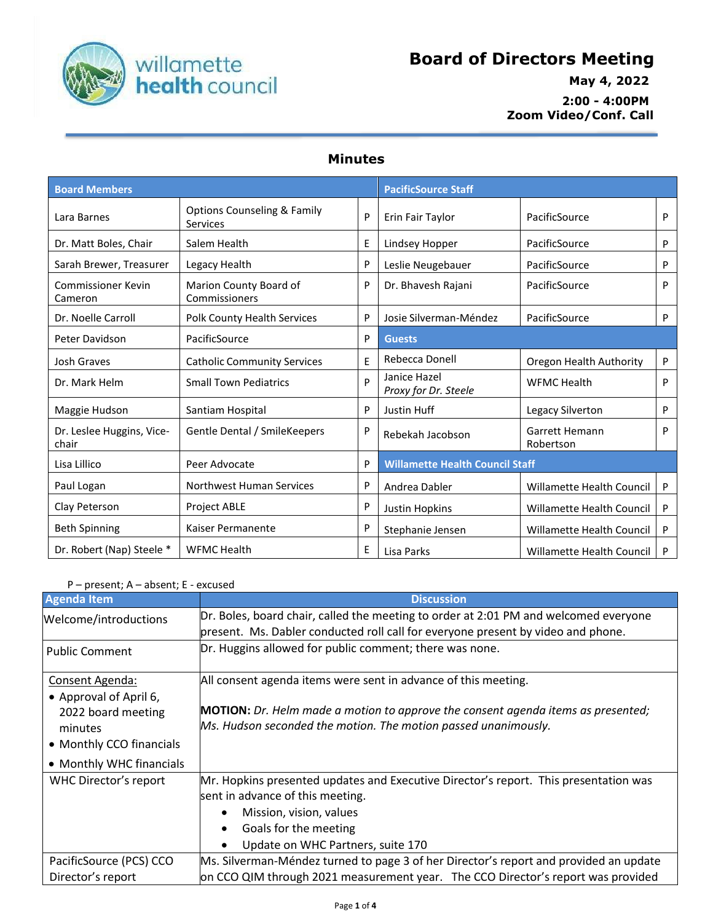# Board of Directors Meeting

**May 4, 2022**

**2:00 - 4:00PM**

**Zoom Video/Conf. Call**

## Minutes

| Board Members | | | PacificSource Staff | | |
|---|---|---|---|---|---|
| Lara Barnes | Options Counseling & Family Services | P | Erin Fair Taylor | PacificSource | P |
| Dr. Matt Boles, Chair | Salem Health | E | Lindsey Hopper | PacificSource | P |
| Sarah Brewer, Treasurer | Legacy Health | P | Leslie Neugebauer | PacificSource | P |
| Commissioner Kevin Cameron | Marion County Board of Commissioners | P | Dr. Bhavesh Rajani | PacificSource | P |
| Dr. Noelle Carroll | Polk County Health Services | P | Josie Silverman-Méndez | PacificSource | P |
| Peter Davidson | PacificSource | P | **Guests** | | |
| Josh Graves | Catholic Community Services | E | Rebecca Donell | Oregon Health Authority | P |
| Dr. Mark Helm | Small Town Pediatrics | P | Janice Hazel *Proxy for Dr. Steele* | WFMC Health | P |
| Maggie Hudson | Santiam Hospital | P | Justin Huff | Legacy Silverton | P |
| Dr. Leslee Huggins, Vice-chair | Gentle Dental / SmileKeepers | P | Rebekah Jacobson | Garrett Hemann Robertson | P |
| Lisa Lillico | Peer Advocate | P | **Willamette Health Council Staff** | | |
| Paul Logan | Northwest Human Services | P | Andrea Dabler | Willamette Health Council | P |
| Clay Peterson | Project ABLE | P | Justin Hopkins | Willamette Health Council | P |
| Beth Spinning | Kaiser Permanente | P | Stephanie Jensen | Willamette Health Council | P |
| Dr. Robert (Nap) Steele * | WFMC Health | E | Lisa Parks | Willamette Health Council | P |

P – present; A – absent; E - excused

| Agenda Item | Discussion |
|---|---|
| Welcome/introductions | Dr. Boles, board chair, called the meeting to order at 2:01 PM and welcomed everyone present. Ms. Dabler conducted roll call for everyone present by video and phone. |
| Public Comment | Dr. Huggins allowed for public comment; there was none. |
| Consent Agenda:<br>• Approval of April 6, 2022 board meeting minutes<br>• Monthly CCO financials<br>• Monthly WHC financials | All consent agenda items were sent in advance of this meeting.<br><br>**MOTION:** *Dr. Helm made a motion to approve the consent agenda items as presented; Ms. Hudson seconded the motion. The motion passed unanimously.* |
| WHC Director's report | Mr. Hopkins presented updates and Executive Director's report. This presentation was sent in advance of this meeting.<br>• Mission, vision, values<br>• Goals for the meeting<br>• Update on WHC Partners, suite 170 |
| PacificSource (PCS) CCO Director's report | Ms. Silverman-Méndez turned to page 3 of her Director's report and provided an update on CCO QIM through 2021 measurement year. The CCO Director's report was provided |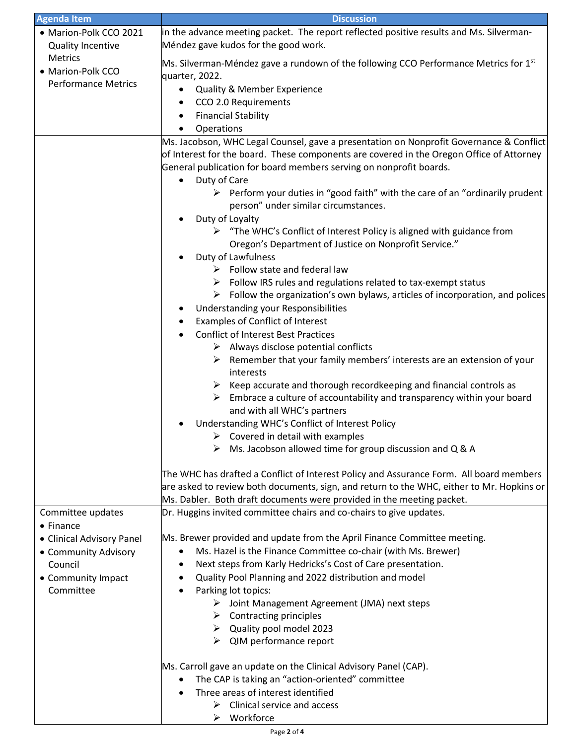| Agenda Item | Discussion |
|---|---|
| • Marion-Polk CCO 2021 Quality Incentive Metrics<br>• Marion-Polk CCO Performance Metrics | in the advance meeting packet. The report reflected positive results and Ms. Silverman-Méndez gave kudos for the good work.<br><br>Ms. Silverman-Méndez gave a rundown of the following CCO Performance Metrics for 1st quarter, 2022.<br>• Quality & Member Experience<br>• CCO 2.0 Requirements<br>• Financial Stability<br>• Operations |
| | Ms. Jacobson, WHC Legal Counsel, gave a presentation on Nonprofit Governance & Conflict of Interest for the board. These components are covered in the Oregon Office of Attorney General publication for board members serving on nonprofit boards.<br>• Duty of Care<br>  ➢ Perform your duties in "good faith" with the care of an "ordinarily prudent person" under similar circumstances.<br>• Duty of Loyalty<br>  ➢ "The WHC's Conflict of Interest Policy is aligned with guidance from Oregon's Department of Justice on Nonprofit Service."<br>• Duty of Lawfulness<br>  ➢ Follow state and federal law<br>  ➢ Follow IRS rules and regulations related to tax-exempt status<br>  ➢ Follow the organization's own bylaws, articles of incorporation, and polices<br>• Understanding your Responsibilities<br>• Examples of Conflict of Interest<br>• Conflict of Interest Best Practices<br>  ➢ Always disclose potential conflicts<br>  ➢ Remember that your family members' interests are an extension of your interests<br>  ➢ Keep accurate and thorough recordkeeping and financial controls as<br>  ➢ Embrace a culture of accountability and transparency within your board and with all WHC's partners<br>• Understanding WHC's Conflict of Interest Policy<br>  ➢ Covered in detail with examples<br>  ➢ Ms. Jacobson allowed time for group discussion and Q & A<br><br>The WHC has drafted a Conflict of Interest Policy and Assurance Form. All board members are asked to review both documents, sign, and return to the WHC, either to Mr. Hopkins or Ms. Dabler. Both draft documents were provided in the meeting packet. |
| Committee updates<br>• Finance<br>• Clinical Advisory Panel<br>• Community Advisory Council<br>• Community Impact Committee | Dr. Huggins invited committee chairs and co-chairs to give updates.<br><br>Ms. Brewer provided and update from the April Finance Committee meeting.<br>• Ms. Hazel is the Finance Committee co-chair (with Ms. Brewer)<br>• Next steps from Karly Hedricks's Cost of Care presentation.<br>• Quality Pool Planning and 2022 distribution and model<br>• Parking lot topics:<br>  ➢ Joint Management Agreement (JMA) next steps<br>  ➢ Contracting principles<br>  ➢ Quality pool model 2023<br>  ➢ QIM performance report<br><br>Ms. Carroll gave an update on the Clinical Advisory Panel (CAP).<br>• The CAP is taking an "action-oriented" committee<br>• Three areas of interest identified<br>  ➢ Clinical service and access<br>  ➢ Workforce |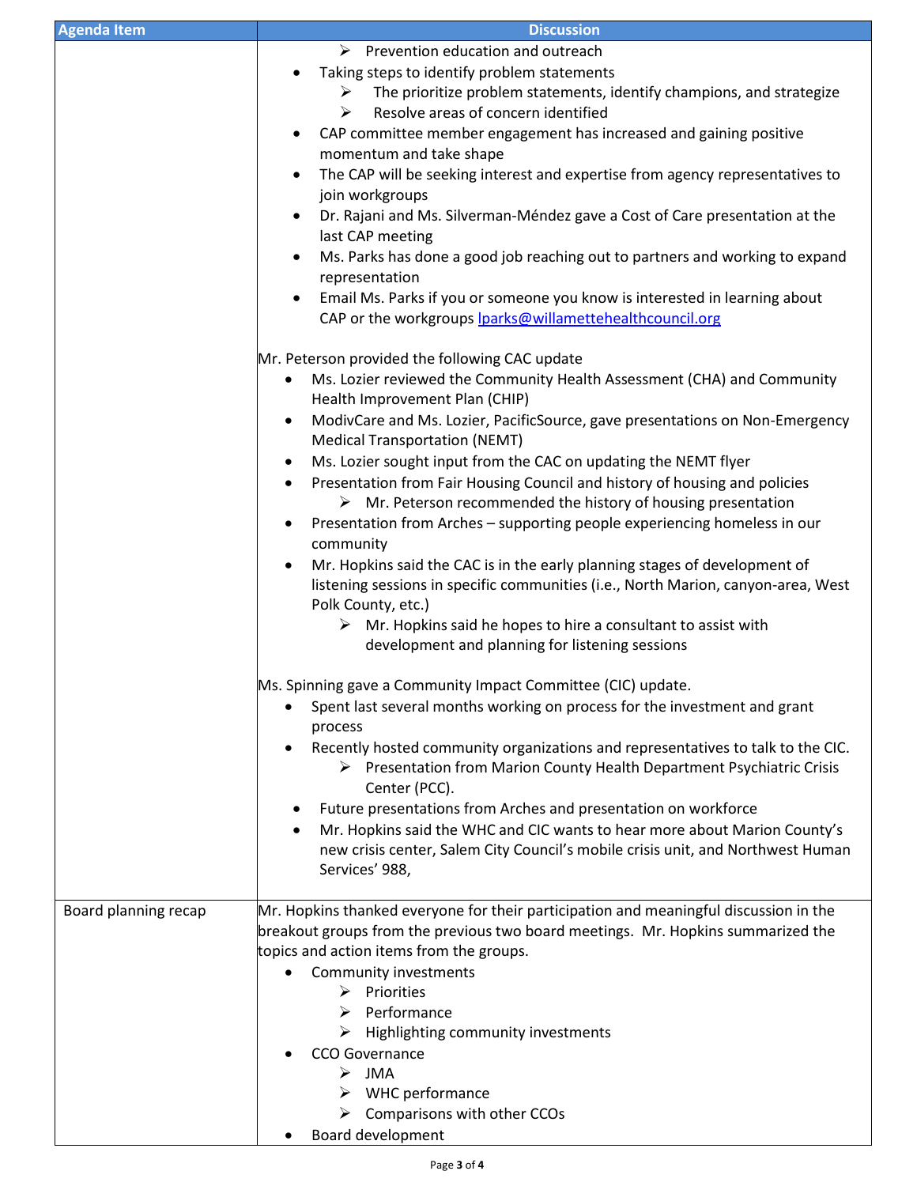| Agenda Item | Discussion |
|---|---|
| | ➢ Prevention education and outreach<br>• Taking steps to identify problem statements<br>➢ The prioritize problem statements, identify champions, and strategize<br>➢ Resolve areas of concern identified<br>• CAP committee member engagement has increased and gaining positive momentum and take shape<br>• The CAP will be seeking interest and expertise from agency representatives to join workgroups<br>• Dr. Rajani and Ms. Silverman-Méndez gave a Cost of Care presentation at the last CAP meeting<br>• Ms. Parks has done a good job reaching out to partners and working to expand representation<br>• Email Ms. Parks if you or someone you know is interested in learning about CAP or the workgroups lparks@willamettehealthcouncil.org<br><br>Mr. Peterson provided the following CAC update<br>• Ms. Lozier reviewed the Community Health Assessment (CHA) and Community Health Improvement Plan (CHIP)<br>• ModivCare and Ms. Lozier, PacificSource, gave presentations on Non-Emergency Medical Transportation (NEMT)<br>• Ms. Lozier sought input from the CAC on updating the NEMT flyer<br>• Presentation from Fair Housing Council and history of housing and policies<br>➢ Mr. Peterson recommended the history of housing presentation<br>• Presentation from Arches – supporting people experiencing homeless in our community<br>• Mr. Hopkins said the CAC is in the early planning stages of development of listening sessions in specific communities (i.e., North Marion, canyon-area, West Polk County, etc.)<br>➢ Mr. Hopkins said he hopes to hire a consultant to assist with development and planning for listening sessions<br><br>Ms. Spinning gave a Community Impact Committee (CIC) update.<br>• Spent last several months working on process for the investment and grant process<br>• Recently hosted community organizations and representatives to talk to the CIC.<br>➢ Presentation from Marion County Health Department Psychiatric Crisis Center (PCC).<br>• Future presentations from Arches and presentation on workforce<br>• Mr. Hopkins said the WHC and CIC wants to hear more about Marion County's new crisis center, Salem City Council's mobile crisis unit, and Northwest Human Services' 988, |
| Board planning recap | Mr. Hopkins thanked everyone for their participation and meaningful discussion in the breakout groups from the previous two board meetings. Mr. Hopkins summarized the topics and action items from the groups.<br>• Community investments<br>➢ Priorities<br>➢ Performance<br>➢ Highlighting community investments<br>• CCO Governance<br>➢ JMA<br>➢ WHC performance<br>➢ Comparisons with other CCOs<br>• Board development |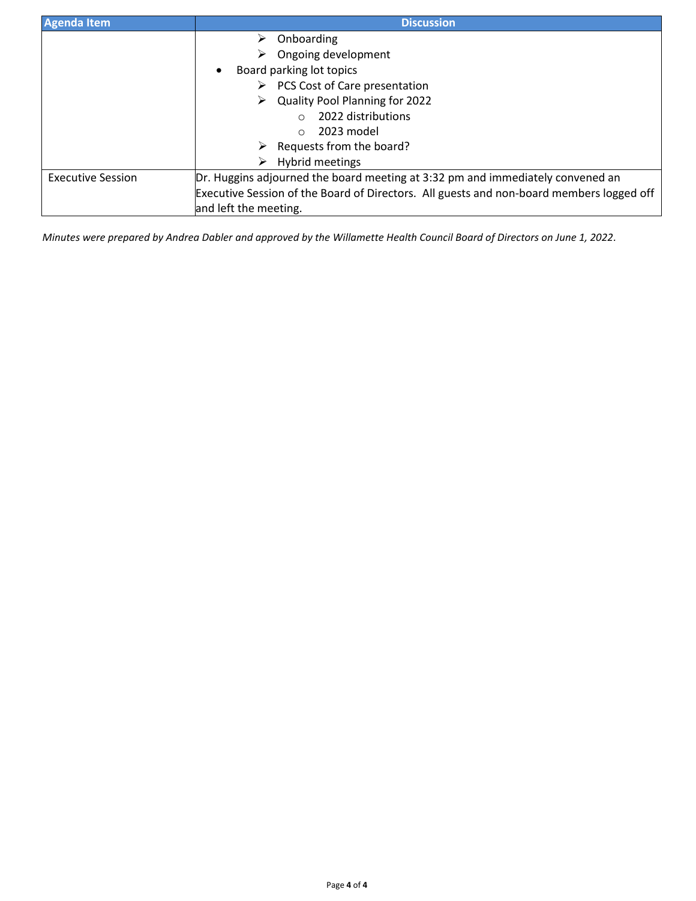| Agenda Item | Discussion |
|---|---|
| | ➢ Onboarding<br>➢ Ongoing development<br>• Board parking lot topics<br>➢ PCS Cost of Care presentation<br>➢ Quality Pool Planning for 2022<br>○ 2022 distributions<br>○ 2023 model<br>➢ Requests from the board?<br>➢ Hybrid meetings |
| Executive Session | Dr. Huggins adjourned the board meeting at 3:32 pm and immediately convened an Executive Session of the Board of Directors. All guests and non-board members logged off and left the meeting. |

*Minutes were prepared by Andrea Dabler and approved by the Willamette Health Council Board of Directors on June 1, 2022.*